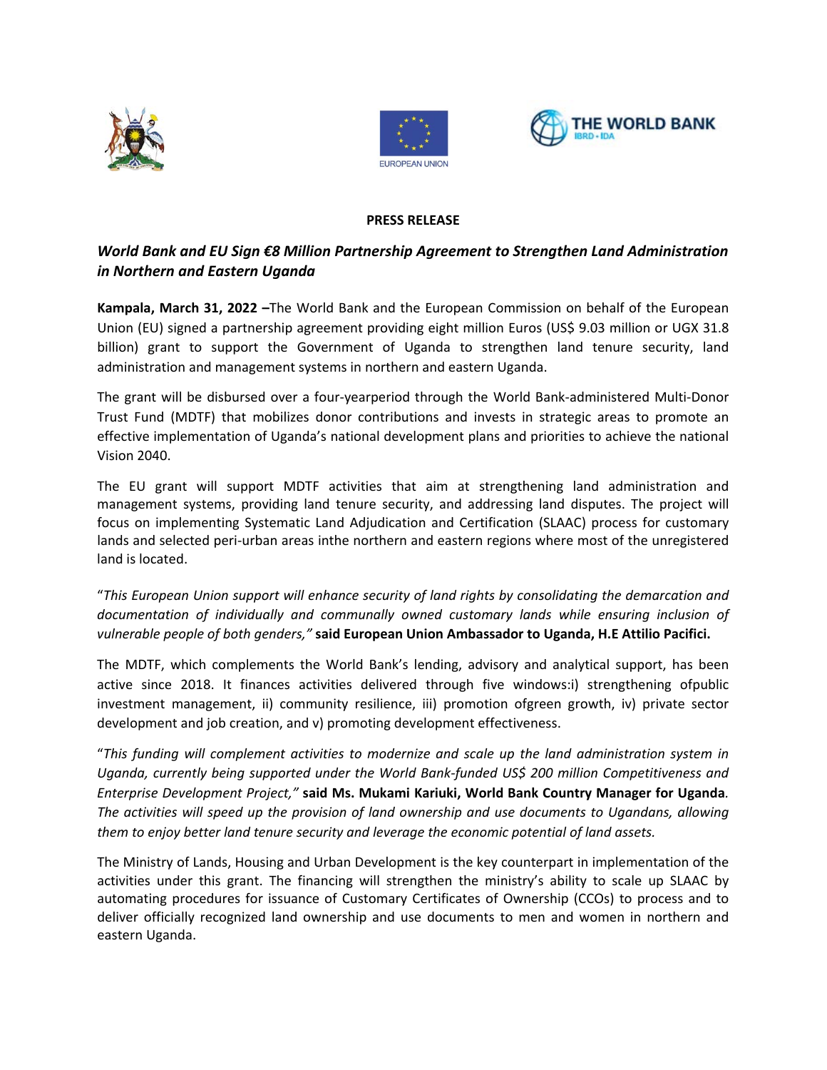**PRESS RELEASE**

## *World Bank and EU Sign €8 Million Partnership Agreement to Strengthen Land Administration in Northern and Eastern Uganda*

**Kampala, March 31, 2022 –**The World Bank and the European Commission on behalf of the European Union (EU) signed a partnership agreement providing eight million Euros (US$ 9.03 million or UGX 31.8 billion) grant to support the Government of Uganda to strengthen land tenure security, land administration and management systems in northern and eastern Uganda.

The grant will be disbursed over a four-yearperiod through the World Bank-administered Multi-Donor Trust Fund (MDTF) that mobilizes donor contributions and invests in strategic areas to promote an effective implementation of Uganda's national development plans and priorities to achieve the national Vision 2040.

The EU grant will support MDTF activities that aim at strengthening land administration and management systems, providing land tenure security, and addressing land disputes. The project will focus on implementing Systematic Land Adjudication and Certification (SLAAC) process for customary lands and selected peri-urban areas inthe northern and eastern regions where most of the unregistered land is located.

"*This European Union support will enhance security of land rights by consolidating the demarcation and documentation of individually and communally owned customary lands while ensuring inclusion of vulnerable people of both genders,"* **said European Union Ambassador to Uganda, H.E Attilio Pacifici.**

The MDTF, which complements the World Bank's lending, advisory and analytical support, has been active since 2018. It finances activities delivered through five windows:i) strengthening ofpublic investment management, ii) community resilience, iii) promotion ofgreen growth, iv) private sector development and job creation, and v) promoting development effectiveness.

"*This funding will complement activities to modernize and scale up the land administration system in Uganda, currently being supported under the World Bank-funded US$ 200 million Competitiveness and Enterprise Development Project,"* **said Ms. Mukami Kariuki, World Bank Country Manager for Uganda**. *The activities will speed up the provision of land ownership and use documents to Ugandans, allowing them to enjoy better land tenure security and leverage the economic potential of land assets.*

The Ministry of Lands, Housing and Urban Development is the key counterpart in implementation of the activities under this grant. The financing will strengthen the ministry's ability to scale up SLAAC by automating procedures for issuance of Customary Certificates of Ownership (CCOs) to process and to deliver officially recognized land ownership and use documents to men and women in northern and eastern Uganda.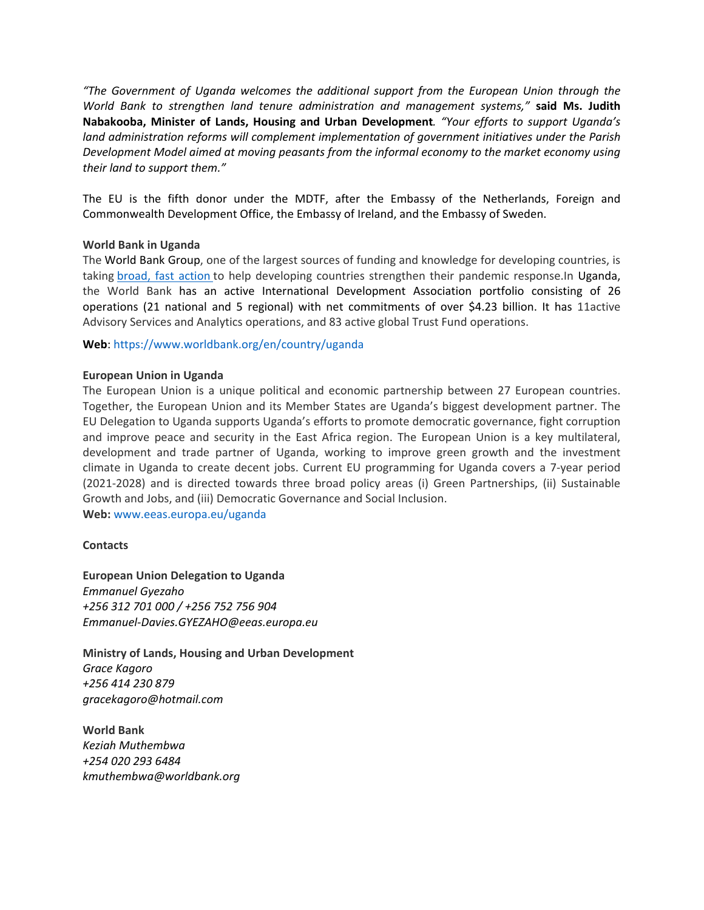*"The Government of Uganda welcomes the additional support from the European Union through the World Bank to strengthen land tenure administration and management systems,"* **said Ms. Judith Nabakooba, Minister of Lands, Housing and Urban Development**. *"Your efforts to support Uganda's land administration reforms will complement implementation of government initiatives under the Parish Development Model aimed at moving peasants from the informal economy to the market economy using their land to support them."*

The EU is the fifth donor under the MDTF, after the Embassy of the Netherlands, Foreign and Commonwealth Development Office, the Embassy of Ireland, and the Embassy of Sweden.

**World Bank in Uganda**

The World Bank Group, one of the largest sources of funding and knowledge for developing countries, is taking broad, fast action to help developing countries strengthen their pandemic response.In Uganda, the World Bank has an active International Development Association portfolio consisting of 26 operations (21 national and 5 regional) with net commitments of over $4.23 billion. It has 11active Advisory Services and Analytics operations, and 83 active global Trust Fund operations.

**Web**: https://www.worldbank.org/en/country/uganda

**European Union in Uganda**

The European Union is a unique political and economic partnership between 27 European countries. Together, the European Union and its Member States are Uganda's biggest development partner. The EU Delegation to Uganda supports Uganda's efforts to promote democratic governance, fight corruption and improve peace and security in the East Africa region. The European Union is a key multilateral, development and trade partner of Uganda, working to improve green growth and the investment climate in Uganda to create decent jobs. Current EU programming for Uganda covers a 7-year period (2021-2028) and is directed towards three broad policy areas (i) Green Partnerships, (ii) Sustainable Growth and Jobs, and (iii) Democratic Governance and Social Inclusion.

**Web:** www.eeas.europa.eu/uganda

**Contacts**

**European Union Delegation to Uganda**
*Emmanuel Gyezaho*
*+256 312 701 000 / +256 752 756 904*
*Emmanuel-Davies.GYEZAHO@eeas.europa.eu*

**Ministry of Lands, Housing and Urban Development**
*Grace Kagoro*
*+256 414 230 879*
*gracekagoro@hotmail.com*

**World Bank**
*Keziah Muthembwa*
*+254 020 293 6484*
*kmuthembwa@worldbank.org*